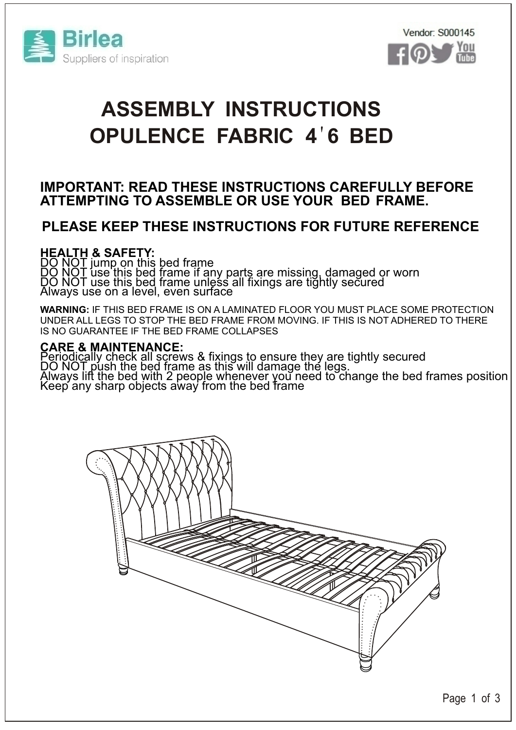Birlea
Suppliers of inspiration

Vendor: S000145

# ASSEMBLY INSTRUCTIONS
# OPULENCE FABRIC 4'6 BED

**IMPORTANT: READ THESE INSTRUCTIONS CAREFULLY BEFORE ATTEMPTING TO ASSEMBLE OR USE YOUR BED FRAME.**

**PLEASE KEEP THESE INSTRUCTIONS FOR FUTURE REFERENCE**

## HEALTH & SAFETY:

DO NOT jump on this bed frame
DO NOT use this bed frame if any parts are missing, damaged or worn
DO NOT use this bed frame unless all fixings are tightly secured
Always use on a level, even surface

**WARNING:** IF THIS BED FRAME IS ON A LAMINATED FLOOR YOU MUST PLACE SOME PROTECTION UNDER ALL LEGS TO STOP THE BED FRAME FROM MOVING. IF THIS IS NOT ADHERED TO THERE IS NO GUARANTEE IF THE BED FRAME COLLAPSES

## CARE & MAINTENANCE:

Periodically check all screws & fixings to ensure they are tightly secured
DO NOT push the bed frame as this will damage the legs.
Always lift the bed with 2 people whenever you need to change the bed frames position
Keep any sharp objects away from the bed frame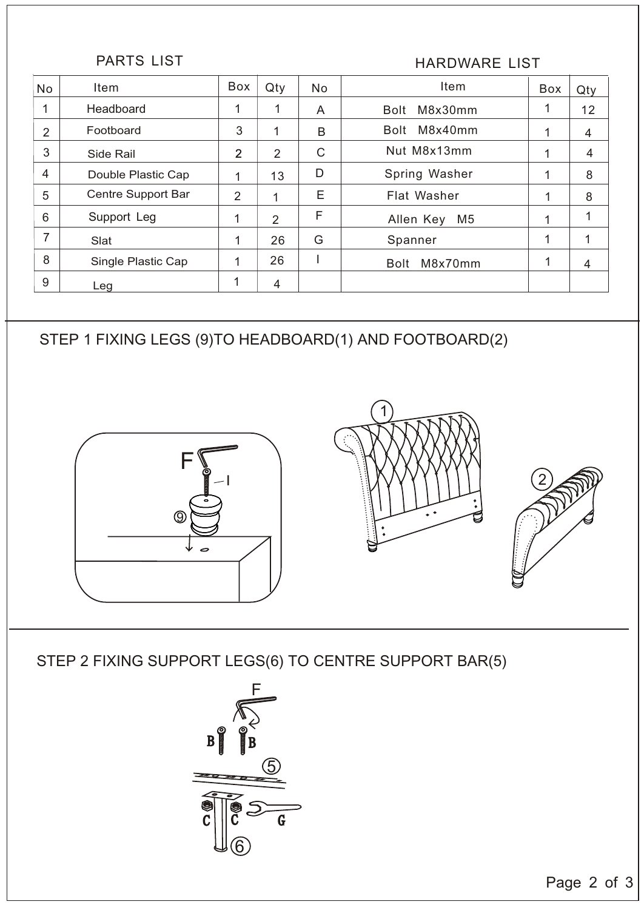## PARTS LIST

| No | Item | Box | Qty |
|---|---|---|---|
| 1 | Headboard | 1 | 1 |
| 2 | Footboard | 3 | 1 |
| 3 | Side Rail | 2 | 2 |
| 4 | Double Plastic Cap | 1 | 13 |
| 5 | Centre Support Bar | 2 | 1 |
| 6 | Support Leg | 1 | 2 |
| 7 | Slat | 1 | 26 |
| 8 | Single Plastic Cap | 1 | 26 |
| 9 | Leg | 1 | 4 |

## HARDWARE LIST

| No | Item | Box | Qty |
|---|---|---|---|
| A | Bolt M8x30mm | 1 | 12 |
| B | Bolt M8x40mm | 1 | 4 |
| C | Nut M8x13mm | 1 | 4 |
| D | Spring Washer | 1 | 8 |
| E | Flat Washer | 1 | 8 |
| F | Allen Key M5 | 1 | 1 |
| G | Spanner | 1 | 1 |
| I | Bolt M8x70mm | 1 | 4 |

## STEP 1 FIXING LEGS (9)TO HEADBOARD(1) AND FOOTBOARD(2)

F

I

9

1

2

## STEP 2 FIXING SUPPORT LEGS(6) TO CENTRE SUPPORT BAR(5)

F

B B

5

C C G

6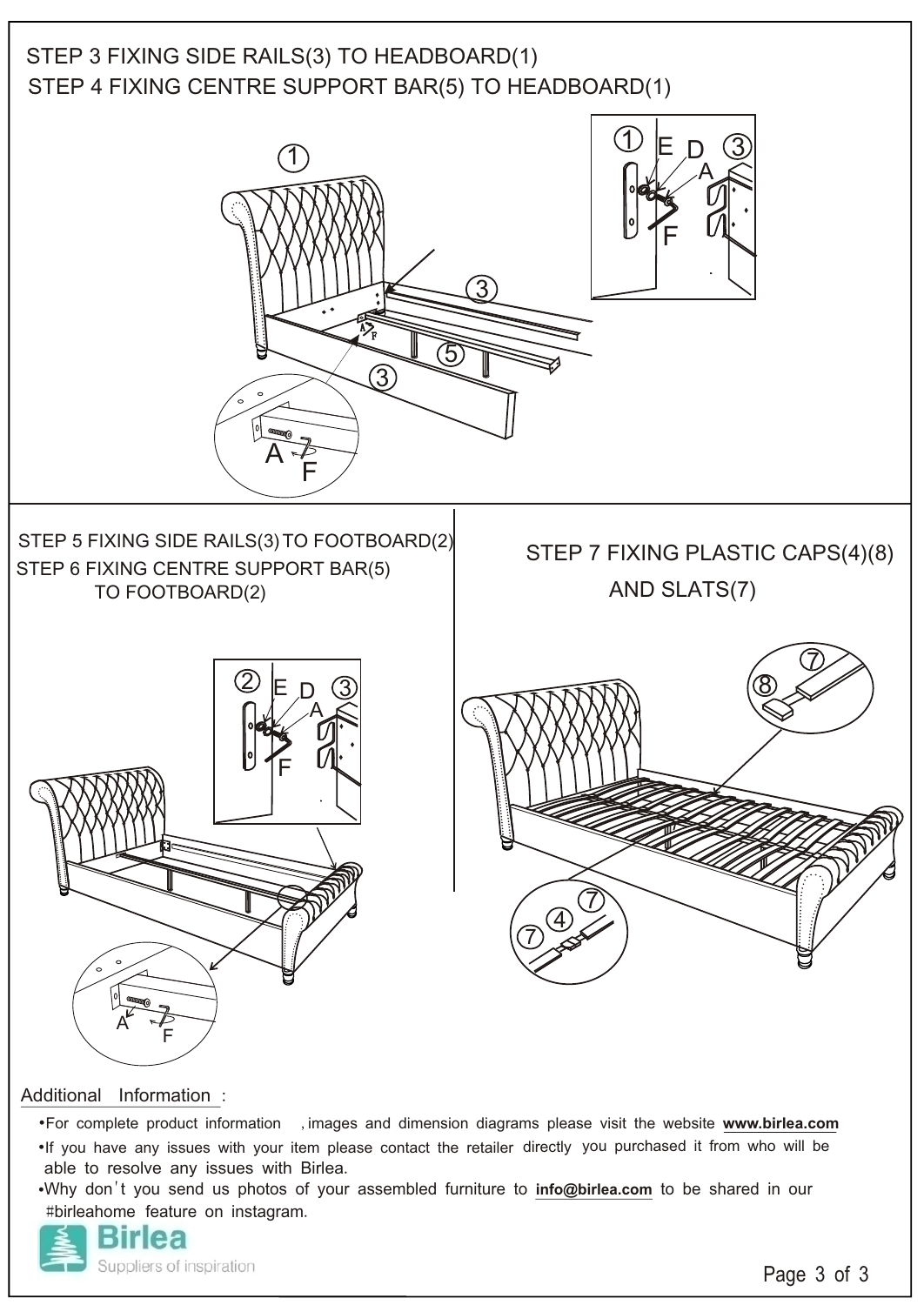## STEP 3 FIXING SIDE RAILS(3) TO HEADBOARD(1)

## STEP 4 FIXING CENTRE SUPPORT BAR(5) TO HEADBOARD(1)

## STEP 5 FIXING SIDE RAILS(3) TO FOOTBOARD(2)

## STEP 6 FIXING CENTRE SUPPORT BAR(5) TO FOOTBOARD(2)

## STEP 7 FIXING PLASTIC CAPS(4)(8) AND SLATS(7)

Additional Information :

- For complete product information , images and dimension diagrams please visit the website **www.birlea.com**
- If you have any issues with your item please contact the retailer directly you purchased it from who will be able to resolve any issues with Birlea.
- Why don't you send us photos of your assembled furniture to **info@birlea.com** to be shared in our #birleahome feature on instagram.

Birlea

Suppliers of inspiration